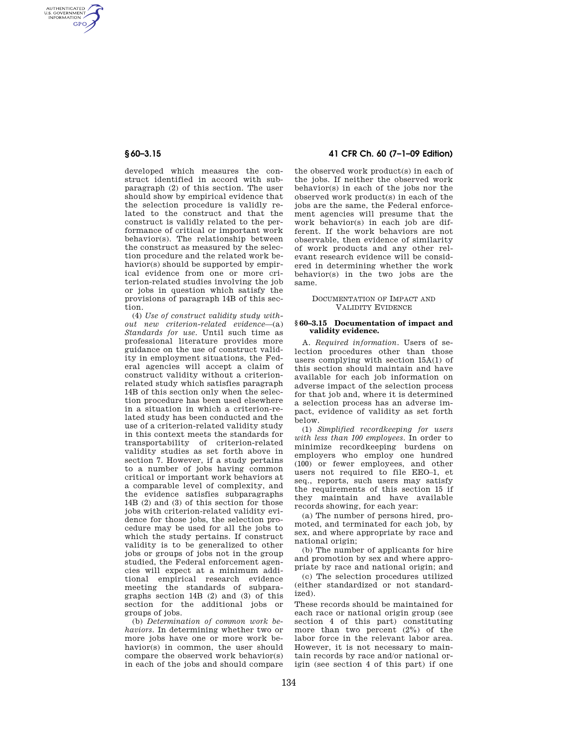developed which measures the construct identified in accord with subparagraph (2) of this section. The user should show by empirical evidence that the selection procedure is validly related to the construct and that the construct is validly related to the performance of critical or important work behavior(s). The relationship between the construct as measured by the selection procedure and the related work behavior(s) should be supported by empirical evidence from one or more criterion-related studies involving the job or jobs in question which satisfy the provisions of paragraph 14B of this section.

(4) *Use of construct validity study without new criterion-related evidence*—(a) *Standards for use.* Until such time as professional literature provides more guidance on the use of construct validity in employment situations, the Federal agencies will accept a claim of construct validity without a criterion-related study which satisfies paragraph 14B of this section only when the selection procedure has been used elsewhere in a situation in which a criterion-related study has been conducted and the use of a criterion-related validity study in this context meets the standards for transportability of criterion-related validity studies as set forth above in section 7. However, if a study pertains to a number of jobs having common critical or important work behaviors at a comparable level of complexity, and the evidence satisfies subparagraphs 14B (2) and (3) of this section for those jobs with criterion-related validity evidence for those jobs, the selection procedure may be used for all the jobs to which the study pertains. If construct validity is to be generalized to other jobs or groups of jobs not in the group studied, the Federal enforcement agencies will expect at a minimum additional empirical research evidence meeting the standards of subparagraphs section 14B (2) and (3) of this section for the additional jobs or groups of jobs.

(b) *Determination of common work behaviors.* In determining whether two or more jobs have one or more work behavior(s) in common, the user should compare the observed work behavior(s) in each of the jobs and should compare the observed work product(s) in each of the jobs. If neither the observed work behavior(s) in each of the jobs nor the observed work product(s) in each of the jobs are the same, the Federal enforcement agencies will presume that the work behavior(s) in each job are different. If the work behaviors are not observable, then evidence of similarity of work products and any other relevant research evidence will be considered in determining whether the work behavior(s) in the two jobs are the same.

## DOCUMENTATION OF IMPACT AND VALIDITY EVIDENCE

### § 60–3.15 Documentation of impact and validity evidence.

A. *Required information.* Users of selection procedures other than those users complying with section 15A(1) of this section should maintain and have available for each job information on adverse impact of the selection process for that job and, where it is determined a selection process has an adverse impact, evidence of validity as set forth below.

(1) *Simplified recordkeeping for users with less than 100 employees.* In order to minimize recordkeeping burdens on employers who employ one hundred (100) or fewer employees, and other users not required to file EEO–1, et seq., reports, such users may satisfy the requirements of this section 15 if they maintain and have available records showing, for each year:

(a) The number of persons hired, promoted, and terminated for each job, by sex, and where appropriate by race and national origin;

(b) The number of applicants for hire and promotion by sex and where appropriate by race and national origin; and

(c) The selection procedures utilized (either standardized or not standardized).

These records should be maintained for each race or national origin group (see section 4 of this part) constituting more than two percent (2%) of the labor force in the relevant labor area. However, it is not necessary to maintain records by race and/or national origin (see section 4 of this part) if one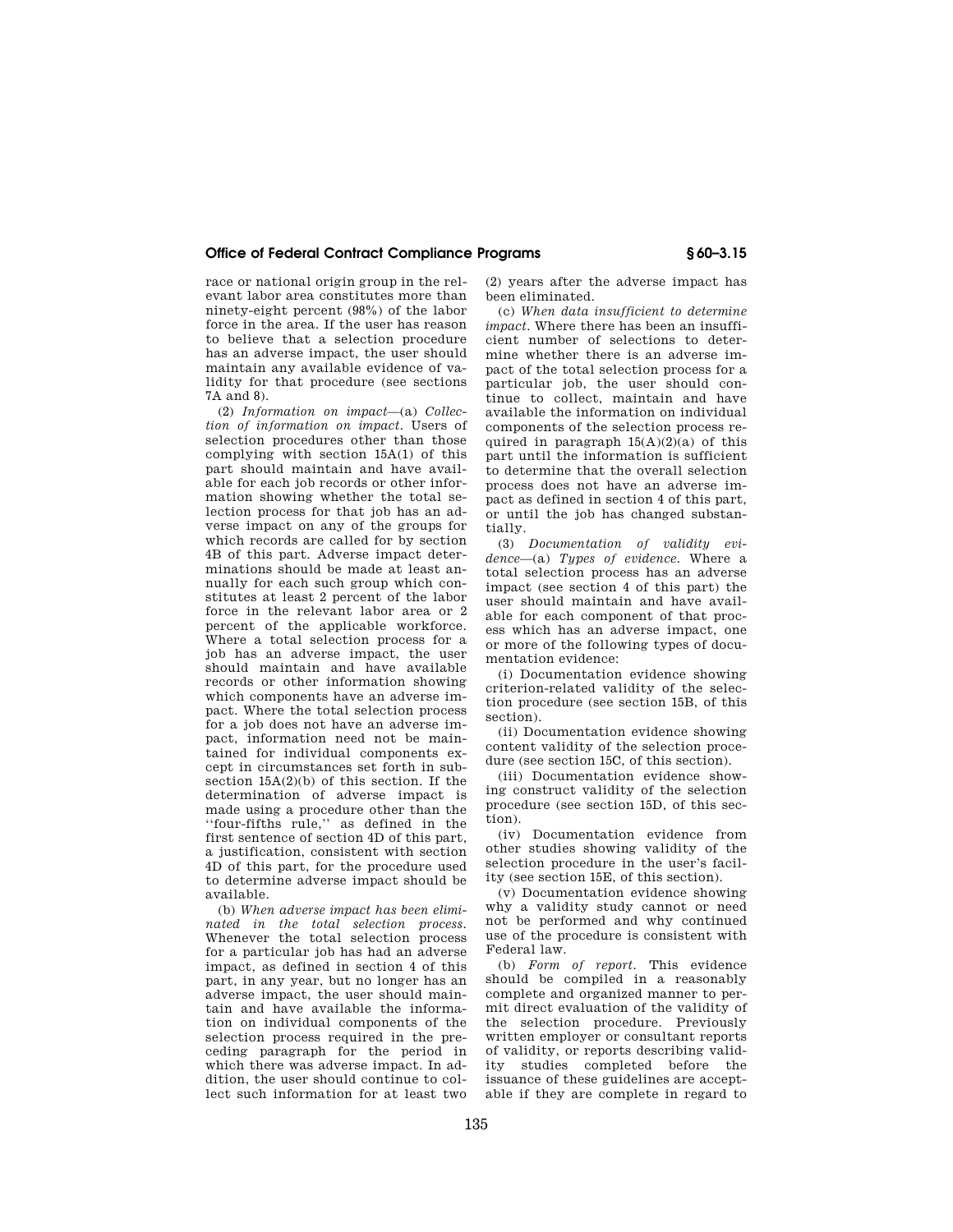race or national origin group in the relevant labor area constitutes more than ninety-eight percent (98%) of the labor force in the area. If the user has reason to believe that a selection procedure has an adverse impact, the user should maintain any available evidence of validity for that procedure (see sections 7A and 8).

(2) *Information on impact*—(a) *Collection of information on impact.* Users of selection procedures other than those complying with section 15A(1) of this part should maintain and have available for each job records or other information showing whether the total selection process for that job has an adverse impact on any of the groups for which records are called for by section 4B of this part. Adverse impact determinations should be made at least annually for each such group which constitutes at least 2 percent of the labor force in the relevant labor area or 2 percent of the applicable workforce. Where a total selection process for a job has an adverse impact, the user should maintain and have available records or other information showing which components have an adverse impact. Where the total selection process for a job does not have an adverse impact, information need not be maintained for individual components except in circumstances set forth in subsection 15A(2)(b) of this section. If the determination of adverse impact is made using a procedure other than the "four-fifths rule," as defined in the first sentence of section 4D of this part, a justification, consistent with section 4D of this part, for the procedure used to determine adverse impact should be available.

(b) *When adverse impact has been eliminated in the total selection process.* Whenever the total selection process for a particular job has had an adverse impact, as defined in section 4 of this part, in any year, but no longer has an adverse impact, the user should maintain and have available the information on individual components of the selection process required in the preceding paragraph for the period in which there was adverse impact. In addition, the user should continue to collect such information for at least two (2) years after the adverse impact has been eliminated.

(c) *When data insufficient to determine impact.* Where there has been an insufficient number of selections to determine whether there is an adverse impact of the total selection process for a particular job, the user should continue to collect, maintain and have available the information on individual components of the selection process required in paragraph 15(A)(2)(a) of this part until the information is sufficient to determine that the overall selection process does not have an adverse impact as defined in section 4 of this part, or until the job has changed substantially.

(3) *Documentation of validity evidence*—(a) *Types of evidence.* Where a total selection process has an adverse impact (see section 4 of this part) the user should maintain and have available for each component of that process which has an adverse impact, one or more of the following types of documentation evidence:

(i) Documentation evidence showing criterion-related validity of the selection procedure (see section 15B, of this section).

(ii) Documentation evidence showing content validity of the selection procedure (see section 15C, of this section).

(iii) Documentation evidence showing construct validity of the selection procedure (see section 15D, of this section).

(iv) Documentation evidence from other studies showing validity of the selection procedure in the user's facility (see section 15E, of this section).

(v) Documentation evidence showing why a validity study cannot or need not be performed and why continued use of the procedure is consistent with Federal law.

(b) *Form of report.* This evidence should be compiled in a reasonably complete and organized manner to permit direct evaluation of the validity of the selection procedure. Previously written employer or consultant reports of validity, or reports describing validity studies completed before the issuance of these guidelines are acceptable if they are complete in regard to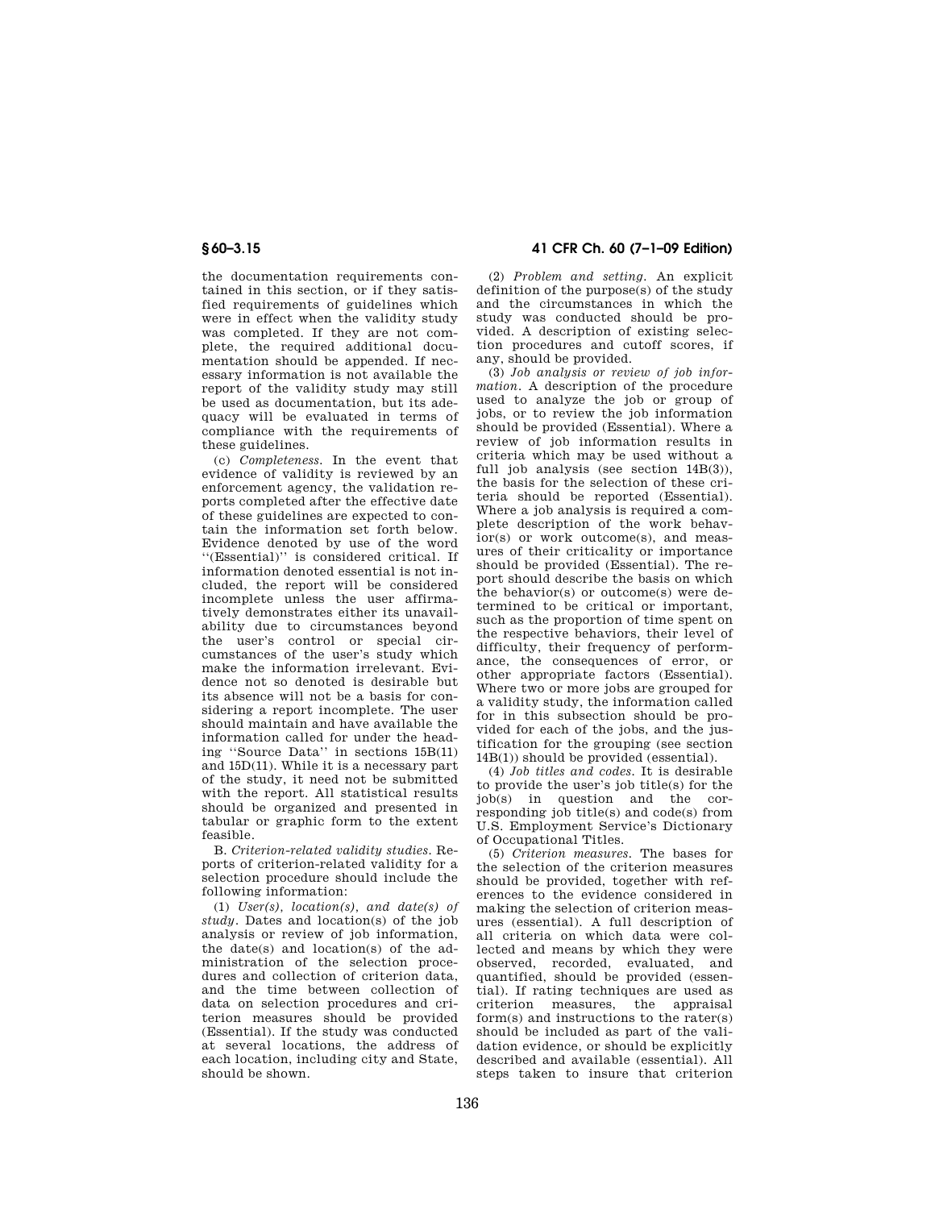the documentation requirements contained in this section, or if they satisfied requirements of guidelines which were in effect when the validity study was completed. If they are not complete, the required additional documentation should be appended. If necessary information is not available the report of the validity study may still be used as documentation, but its adequacy will be evaluated in terms of compliance with the requirements of these guidelines.

(c) *Completeness.* In the event that evidence of validity is reviewed by an enforcement agency, the validation reports completed after the effective date of these guidelines are expected to contain the information set forth below. Evidence denoted by use of the word ''(Essential)'' is considered critical. If information denoted essential is not included, the report will be considered incomplete unless the user affirmatively demonstrates either its unavailability due to circumstances beyond the user's control or special circumstances of the user's study which make the information irrelevant. Evidence not so denoted is desirable but its absence will not be a basis for considering a report incomplete. The user should maintain and have available the information called for under the heading ''Source Data'' in sections 15B(11) and 15D(11). While it is a necessary part of the study, it need not be submitted with the report. All statistical results should be organized and presented in tabular or graphic form to the extent feasible.

B. *Criterion-related validity studies.* Reports of criterion-related validity for a selection procedure should include the following information:

(1) *User(s), location(s), and date(s) of study.* Dates and location(s) of the job analysis or review of job information, the date(s) and location(s) of the administration of the selection procedures and collection of criterion data, and the time between collection of data on selection procedures and criterion measures should be provided (Essential). If the study was conducted at several locations, the address of each location, including city and State, should be shown.

(2) *Problem and setting.* An explicit definition of the purpose(s) of the study and the circumstances in which the study was conducted should be provided. A description of existing selection procedures and cutoff scores, if any, should be provided.

(3) *Job analysis or review of job information.* A description of the procedure used to analyze the job or group of jobs, or to review the job information should be provided (Essential). Where a review of job information results in criteria which may be used without a full job analysis (see section 14B(3)), the basis for the selection of these criteria should be reported (Essential). Where a job analysis is required a complete description of the work behavior(s) or work outcome(s), and measures of their criticality or importance should be provided (Essential). The report should describe the basis on which the behavior(s) or outcome(s) were determined to be critical or important, such as the proportion of time spent on the respective behaviors, their level of difficulty, their frequency of performance, the consequences of error, or other appropriate factors (Essential). Where two or more jobs are grouped for a validity study, the information called for in this subsection should be provided for each of the jobs, and the justification for the grouping (see section 14B(1)) should be provided (essential).

(4) *Job titles and codes.* It is desirable to provide the user's job title(s) for the job(s) in question and the corresponding job title(s) and code(s) from U.S. Employment Service's Dictionary of Occupational Titles.

(5) *Criterion measures.* The bases for the selection of the criterion measures should be provided, together with references to the evidence considered in making the selection of criterion measures (essential). A full description of all criteria on which data were collected and means by which they were observed, recorded, evaluated, and quantified, should be provided (essential). If rating techniques are used as criterion measures, the appraisal form(s) and instructions to the rater(s) should be included as part of the validation evidence, or should be explicitly described and available (essential). All steps taken to insure that criterion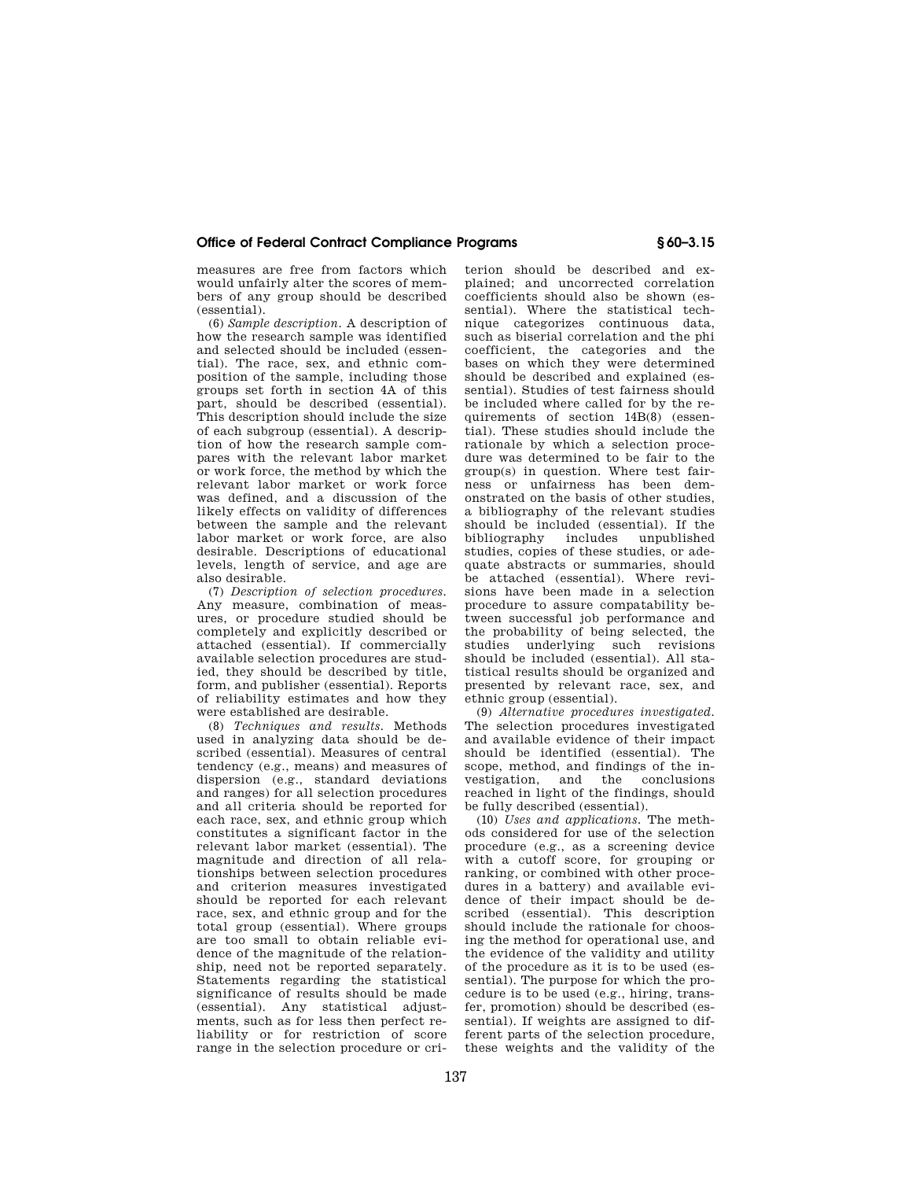measures are free from factors which would unfairly alter the scores of members of any group should be described (essential).

(6) *Sample description.* A description of how the research sample was identified and selected should be included (essential). The race, sex, and ethnic composition of the sample, including those groups set forth in section 4A of this part, should be described (essential). This description should include the size of each subgroup (essential). A description of how the research sample compares with the relevant labor market or work force, the method by which the relevant labor market or work force was defined, and a discussion of the likely effects on validity of differences between the sample and the relevant labor market or work force, are also desirable. Descriptions of educational levels, length of service, and age are also desirable.

(7) *Description of selection procedures.* Any measure, combination of measures, or procedure studied should be completely and explicitly described or attached (essential). If commercially available selection procedures are studied, they should be described by title, form, and publisher (essential). Reports of reliability estimates and how they were established are desirable.

(8) *Techniques and results.* Methods used in analyzing data should be described (essential). Measures of central tendency (e.g., means) and measures of dispersion (e.g., standard deviations and ranges) for all selection procedures and all criteria should be reported for each race, sex, and ethnic group which constitutes a significant factor in the relevant labor market (essential). The magnitude and direction of all relationships between selection procedures and criterion measures investigated should be reported for each relevant race, sex, and ethnic group and for the total group (essential). Where groups are too small to obtain reliable evidence of the magnitude of the relationship, need not be reported separately. Statements regarding the statistical significance of results should be made (essential). Any statistical adjustments, such as for less then perfect reliability or for restriction of score range in the selection procedure or criterion should be described and explained; and uncorrected correlation coefficients should also be shown (essential). Where the statistical technique categorizes continuous data, such as biserial correlation and the phi coefficient, the categories and the bases on which they were determined should be described and explained (essential). Studies of test fairness should be included where called for by the requirements of section 14B(8) (essential). These studies should include the rationale by which a selection procedure was determined to be fair to the group(s) in question. Where test fairness or unfairness has been demonstrated on the basis of other studies, a bibliography of the relevant studies should be included (essential). If the bibliography includes unpublished studies, copies of these studies, or adequate abstracts or summaries, should be attached (essential). Where revisions have been made in a selection procedure to assure compatability between successful job performance and the probability of being selected, the studies underlying such revisions should be included (essential). All statistical results should be organized and presented by relevant race, sex, and ethnic group (essential).

(9) *Alternative procedures investigated.* The selection procedures investigated and available evidence of their impact should be identified (essential). The scope, method, and findings of the investigation, and the conclusions reached in light of the findings, should be fully described (essential).

(10) *Uses and applications.* The methods considered for use of the selection procedure (e.g., as a screening device with a cutoff score, for grouping or ranking, or combined with other procedures in a battery) and available evidence of their impact should be described (essential). This description should include the rationale for choosing the method for operational use, and the evidence of the validity and utility of the procedure as it is to be used (essential). The purpose for which the procedure is to be used (e.g., hiring, transfer, promotion) should be described (essential). If weights are assigned to different parts of the selection procedure, these weights and the validity of the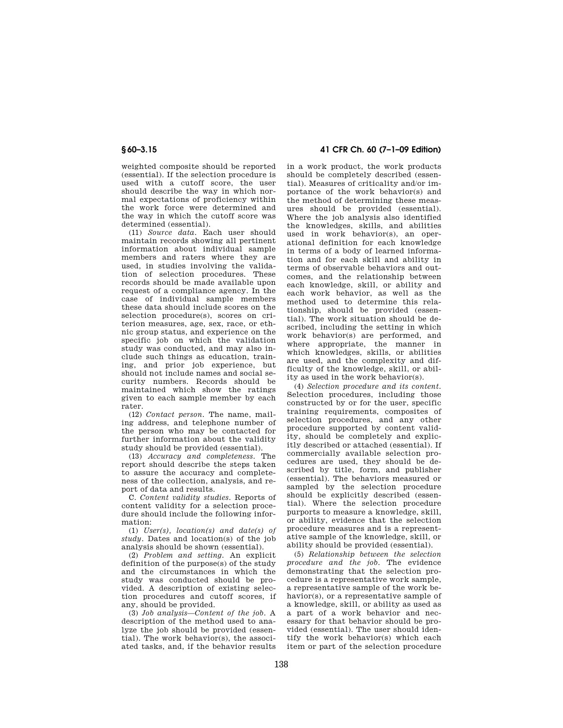weighted composite should be reported (essential). If the selection procedure is used with a cutoff score, the user should describe the way in which normal expectations of proficiency within the work force were determined and the way in which the cutoff score was determined (essential).

(11) *Source data.* Each user should maintain records showing all pertinent information about individual sample members and raters where they are used, in studies involving the validation of selection procedures. These records should be made available upon request of a compliance agency. In the case of individual sample members these data should include scores on the selection procedure(s), scores on criterion measures, age, sex, race, or ethnic group status, and experience on the specific job on which the validation study was conducted, and may also include such things as education, training, and prior job experience, but should not include names and social security numbers. Records should be maintained which show the ratings given to each sample member by each rater.

(12) *Contact person.* The name, mailing address, and telephone number of the person who may be contacted for further information about the validity study should be provided (essential).

(13) *Accuracy and completeness.* The report should describe the steps taken to assure the accuracy and completeness of the collection, analysis, and report of data and results.

C. *Content validity studies.* Reports of content validity for a selection procedure should include the following information:

(1) *User(s), location(s) and date(s) of study.* Dates and location(s) of the job analysis should be shown (essential).

(2) *Problem and setting.* An explicit definition of the purpose(s) of the study and the circumstances in which the study was conducted should be provided. A description of existing selection procedures and cutoff scores, if any, should be provided.

(3) *Job analysis—Content of the job.* A description of the method used to analyze the job should be provided (essential). The work behavior(s), the associated tasks, and, if the behavior results in a work product, the work products should be completely described (essential). Measures of criticality and/or importance of the work behavior(s) and the method of determining these measures should be provided (essential). Where the job analysis also identified the knowledges, skills, and abilities used in work behavior(s), an operational definition for each knowledge in terms of a body of learned information and for each skill and ability in terms of observable behaviors and outcomes, and the relationship between each knowledge, skill, or ability and each work behavior, as well as the method used to determine this relationship, should be provided (essential). The work situation should be described, including the setting in which work behavior(s) are performed, and where appropriate, the manner in which knowledges, skills, or abilities are used, and the complexity and difficulty of the knowledge, skill, or ability as used in the work behavior(s).

(4) *Selection procedure and its content.* Selection procedures, including those constructed by or for the user, specific training requirements, composites of selection procedures, and any other procedure supported by content validity, should be completely and explicitly described or attached (essential). If commercially available selection procedures are used, they should be described by title, form, and publisher (essential). The behaviors measured or sampled by the selection procedure should be explicitly described (essential). Where the selection procedure purports to measure a knowledge, skill, or ability, evidence that the selection procedure measures and is a representative sample of the knowledge, skill, or ability should be provided (essential).

(5) *Relationship between the selection procedure and the job.* The evidence demonstrating that the selection procedure is a representative work sample, a representative sample of the work behavior(s), or a representative sample of a knowledge, skill, or ability as used as a part of a work behavior and necessary for that behavior should be provided (essential). The user should identify the work behavior(s) which each item or part of the selection procedure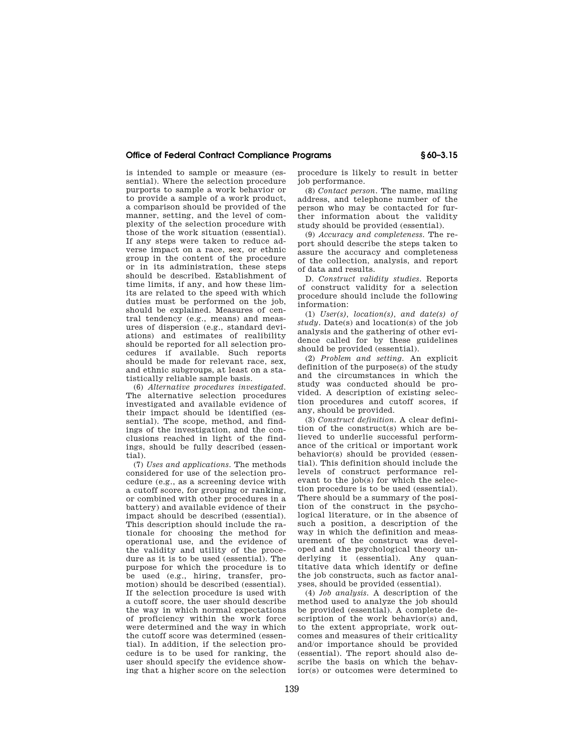is intended to sample or measure (essential). Where the selection procedure purports to sample a work behavior or to provide a sample of a work product, a comparison should be provided of the manner, setting, and the level of complexity of the selection procedure with those of the work situation (essential). If any steps were taken to reduce adverse impact on a race, sex, or ethnic group in the content of the procedure or in its administration, these steps should be described. Establishment of time limits, if any, and how these limits are related to the speed with which duties must be performed on the job, should be explained. Measures of central tendency (e.g., means) and measures of dispersion (e.g., standard deviations) and estimates of realibility should be reported for all selection procedures if available. Such reports should be made for relevant race, sex, and ethnic subgroups, at least on a statistically reliable sample basis.

(6) *Alternative procedures investigated.* The alternative selection procedures investigated and available evidence of their impact should be identified (essential). The scope, method, and findings of the investigation, and the conclusions reached in light of the findings, should be fully described (essential).

(7) *Uses and applications.* The methods considered for use of the selection procedure (e.g., as a screening device with a cutoff score, for grouping or ranking, or combined with other procedures in a battery) and available evidence of their impact should be described (essential). This description should include the rationale for choosing the method for operational use, and the evidence of the validity and utility of the procedure as it is to be used (essential). The purpose for which the procedure is to be used (e.g., hiring, transfer, promotion) should be described (essential). If the selection procedure is used with a cutoff score, the user should describe the way in which normal expectations of proficiency within the work force were determined and the way in which the cutoff score was determined (essential). In addition, if the selection procedure is to be used for ranking, the user should specify the evidence showing that a higher score on the selection procedure is likely to result in better job performance.

(8) *Contact person.* The name, mailing address, and telephone number of the person who may be contacted for further information about the validity study should be provided (essential).

(9) *Accuracy and completeness.* The report should describe the steps taken to assure the accuracy and completeness of the collection, analysis, and report of data and results.

D. *Construct validity studies.* Reports of construct validity for a selection procedure should include the following information:

(1) *User(s), location(s), and date(s) of study.* Date(s) and location(s) of the job analysis and the gathering of other evidence called for by these guidelines should be provided (essential).

(2) *Problem and setting.* An explicit definition of the purpose(s) of the study and the circumstances in which the study was conducted should be provided. A description of existing selection procedures and cutoff scores, if any, should be provided.

(3) *Construct definition.* A clear definition of the construct(s) which are believed to underlie successful performance of the critical or important work behavior(s) should be provided (essential). This definition should include the levels of construct performance relevant to the job(s) for which the selection procedure is to be used (essential). There should be a summary of the position of the construct in the psychological literature, or in the absence of such a position, a description of the way in which the definition and measurement of the construct was developed and the psychological theory underlying it (essential). Any quantitative data which identify or define the job constructs, such as factor analyses, should be provided (essential).

(4) *Job analysis.* A description of the method used to analyze the job should be provided (essential). A complete description of the work behavior(s) and, to the extent appropriate, work outcomes and measures of their criticality and/or importance should be provided (essential). The report should also describe the basis on which the behavior(s) or outcomes were determined to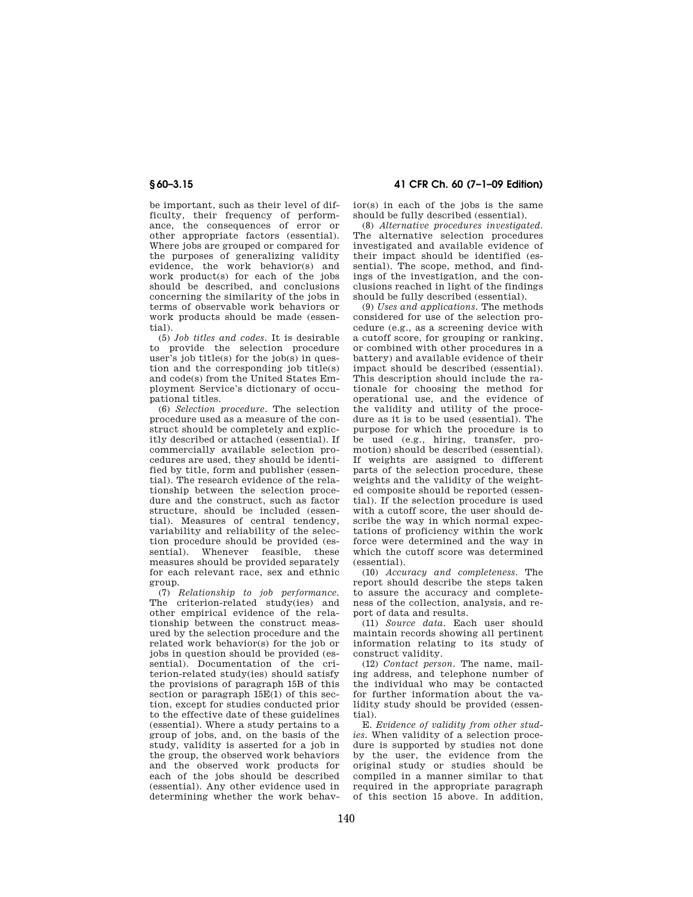be important, such as their level of difficulty, their frequency of performance, the consequences of error or other appropriate factors (essential). Where jobs are grouped or compared for the purposes of generalizing validity evidence, the work behavior(s) and work product(s) for each of the jobs should be described, and conclusions concerning the similarity of the jobs in terms of observable work behaviors or work products should be made (essential).

(5) *Job titles and codes.* It is desirable to provide the selection procedure user's job title(s) for the job(s) in question and the corresponding job title(s) and code(s) from the United States Employment Service's dictionary of occupational titles.

(6) *Selection procedure.* The selection procedure used as a measure of the construct should be completely and explicitly described or attached (essential). If commercially available selection procedures are used, they should be identified by title, form and publisher (essential). The research evidence of the relationship between the selection procedure and the construct, such as factor structure, should be included (essential). Measures of central tendency, variability and reliability of the selection procedure should be provided (essential). Whenever feasible, these measures should be provided separately for each relevant race, sex and ethnic group.

(7) *Relationship to job performance.* The criterion-related study(ies) and other empirical evidence of the relationship between the construct measured by the selection procedure and the related work behavior(s) for the job or jobs in question should be provided (essential). Documentation of the criterion-related study(ies) should satisfy the provisions of paragraph 15B of this section or paragraph 15E(1) of this section, except for studies conducted prior to the effective date of these guidelines (essential). Where a study pertains to a group of jobs, and, on the basis of the study, validity is asserted for a job in the group, the observed work behaviors and the observed work products for each of the jobs should be described (essential). Any other evidence used in determining whether the work behavior(s) in each of the jobs is the same should be fully described (essential).

(8) *Alternative procedures investigated.* The alternative selection procedures investigated and available evidence of their impact should be identified (essential). The scope, method, and findings of the investigation, and the conclusions reached in light of the findings should be fully described (essential).

(9) *Uses and applications.* The methods considered for use of the selection procedure (e.g., as a screening device with a cutoff score, for grouping or ranking, or combined with other procedures in a battery) and available evidence of their impact should be described (essential). This description should include the rationale for choosing the method for operational use, and the evidence of the validity and utility of the procedure as it is to be used (essential). The purpose for which the procedure is to be used (e.g., hiring, transfer, promotion) should be described (essential). If weights are assigned to different parts of the selection procedure, these weights and the validity of the weighted composite should be reported (essential). If the selection procedure is used with a cutoff score, the user should describe the way in which normal expectations of proficiency within the work force were determined and the way in which the cutoff score was determined (essential).

(10) *Accuracy and completeness.* The report should describe the steps taken to assure the accuracy and completeness of the collection, analysis, and report of data and results.

(11) *Source data.* Each user should maintain records showing all pertinent information relating to its study of construct validity.

(12) *Contact person.* The name, mailing address, and telephone number of the individual who may be contacted for further information about the validity study should be provided (essential).

E. *Evidence of validity from other studies.* When validity of a selection procedure is supported by studies not done by the user, the evidence from the original study or studies should be compiled in a manner similar to that required in the appropriate paragraph of this section 15 above. In addition,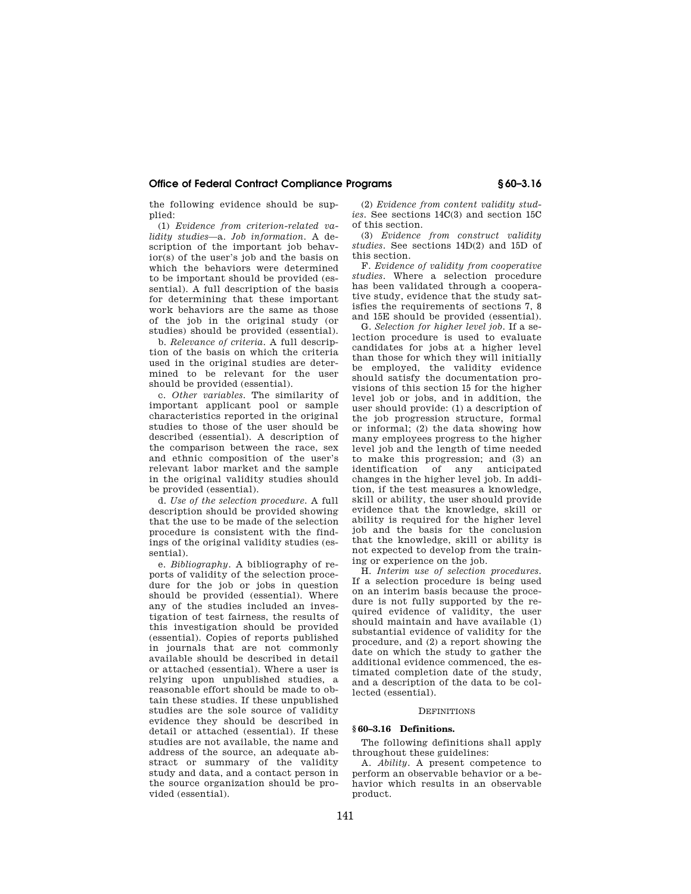the following evidence should be supplied:

(1) *Evidence from criterion-related validity studies*—a. *Job information*. A description of the important job behavior(s) of the user's job and the basis on which the behaviors were determined to be important should be provided (essential). A full description of the basis for determining that these important work behaviors are the same as those of the job in the original study (or studies) should be provided (essential).

b. *Relevance of criteria*. A full description of the basis on which the criteria used in the original studies are determined to be relevant for the user should be provided (essential).

c. *Other variables*. The similarity of important applicant pool or sample characteristics reported in the original studies to those of the user should be described (essential). A description of the comparison between the race, sex and ethnic composition of the user's relevant labor market and the sample in the original validity studies should be provided (essential).

d. *Use of the selection procedure*. A full description should be provided showing that the use to be made of the selection procedure is consistent with the findings of the original validity studies (essential).

e. *Bibliography*. A bibliography of reports of validity of the selection procedure for the job or jobs in question should be provided (essential). Where any of the studies included an investigation of test fairness, the results of this investigation should be provided (essential). Copies of reports published in journals that are not commonly available should be described in detail or attached (essential). Where a user is relying upon unpublished studies, a reasonable effort should be made to obtain these studies. If these unpublished studies are the sole source of validity evidence they should be described in detail or attached (essential). If these studies are not available, the name and address of the source, an adequate abstract or summary of the validity study and data, and a contact person in the source organization should be provided (essential).

(2) *Evidence from content validity studies*. See sections 14C(3) and section 15C of this section.

(3) *Evidence from construct validity studies*. See sections 14D(2) and 15D of this section.

F. *Evidence of validity from cooperative studies*. Where a selection procedure has been validated through a cooperative study, evidence that the study satisfies the requirements of sections 7, 8 and 15E should be provided (essential).

G. *Selection for higher level job*. If a selection procedure is used to evaluate candidates for jobs at a higher level than those for which they will initially be employed, the validity evidence should satisfy the documentation provisions of this section 15 for the higher level job or jobs, and in addition, the user should provide: (1) a description of the job progression structure, formal or informal; (2) the data showing how many employees progress to the higher level job and the length of time needed to make this progression; and (3) an identification of any anticipated changes in the higher level job. In addition, if the test measures a knowledge, skill or ability, the user should provide evidence that the knowledge, skill or ability is required for the higher level job and the basis for the conclusion that the knowledge, skill or ability is not expected to develop from the training or experience on the job.

H. *Interim use of selection procedures*. If a selection procedure is being used on an interim basis because the procedure is not fully supported by the required evidence of validity, the user should maintain and have available (1) substantial evidence of validity for the procedure, and (2) a report showing the date on which the study to gather the additional evidence commenced, the estimated completion date of the study, and a description of the data to be collected (essential).

DEFINITIONS

## § 60–3.16 Definitions.

The following definitions shall apply throughout these guidelines:

A. *Ability*. A present competence to perform an observable behavior or a behavior which results in an observable product.